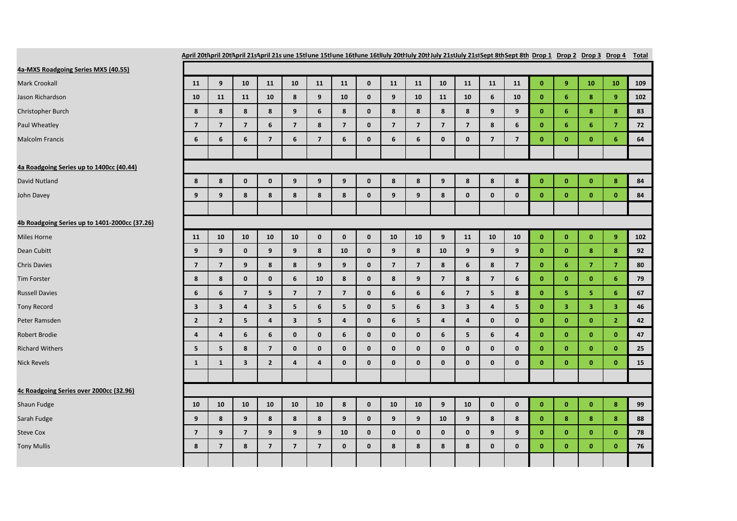| | April 20th | April 20th | April 21st | April 21st | June 15th | June 15th | June 16th | June 16th | July 20th | July 20th | July 21st | July 21st | Sept 8th | Sept 8th | Drop 1 | Drop 2 | Drop 3 | Drop 4 | Total |
|---|---|---|---|---|---|---|---|---|---|---|---|---|---|---|---|---|---|---|---|
| **4a-MX5 Roadgoing Series MX5 (40.55)** | | | | | | | | | | | | | | | | | | | |
| Mark Crookall | 11 | 9 | 10 | 11 | 10 | 11 | 11 | 0 | 11 | 11 | 10 | 11 | 11 | 11 | 0 | 9 | 10 | 10 | 109 |
| Jason Richardson | 10 | 11 | 11 | 10 | 8 | 9 | 10 | 0 | 9 | 10 | 11 | 10 | 6 | 10 | 0 | 6 | 8 | 9 | 102 |
| Christopher Burch | 8 | 8 | 8 | 8 | 9 | 6 | 8 | 0 | 8 | 8 | 8 | 8 | 9 | 9 | 0 | 6 | 8 | 8 | 83 |
| Paul Wheatley | 7 | 7 | 7 | 6 | 7 | 7 | 8 | 7 | 0 | 7 | 7 | 7 | 7 | 8 | 6 | 0 | 6 | 6 | 7 | 72 |
| Malcolm Francis | 6 | 6 | 6 | 7 | 6 | 7 | 6 | 0 | 6 | 6 | 0 | 0 | 7 | 7 | 0 | 0 | 0 | 6 | 64 |
| **4a Roadgoing Series up to 1400cc (40.44)** | | | | | | | | | | | | | | | | | | | |
| David Nutland | 8 | 8 | 0 | 0 | 9 | 9 | 9 | 0 | 8 | 8 | 9 | 8 | 8 | 8 | 0 | 0 | 0 | 8 | 84 |
| John Davey | 9 | 9 | 8 | 8 | 8 | 8 | 8 | 0 | 9 | 9 | 8 | 0 | 0 | 0 | 0 | 0 | 0 | 0 | 84 |
| **4b Roadgoing Series up to 1401-2000cc (37.26)** | | | | | | | | | | | | | | | | | | | |
| Miles Horne | 11 | 10 | 10 | 10 | 10 | 0 | 0 | 0 | 10 | 10 | 9 | 11 | 10 | 10 | 0 | 0 | 0 | 9 | 102 |
| Dean Cubitt | 9 | 9 | 0 | 9 | 9 | 8 | 10 | 0 | 9 | 8 | 10 | 9 | 9 | 9 | 0 | 0 | 8 | 8 | 92 |
| Chris Davies | 7 | 7 | 9 | 8 | 8 | 9 | 9 | 0 | 7 | 7 | 8 | 6 | 8 | 7 | 0 | 6 | 7 | 7 | 80 |
| Tim Forster | 8 | 8 | 0 | 0 | 6 | 10 | 8 | 0 | 8 | 9 | 7 | 8 | 7 | 6 | 0 | 0 | 0 | 6 | 79 |
| Russell Davies | 6 | 6 | 7 | 5 | 7 | 7 | 7 | 0 | 6 | 6 | 6 | 7 | 5 | 8 | 0 | 5 | 5 | 6 | 67 |
| Tony Record | 3 | 3 | 4 | 3 | 5 | 6 | 5 | 0 | 5 | 6 | 3 | 3 | 4 | 5 | 0 | 3 | 3 | 3 | 46 |
| Peter Ramsden | 2 | 2 | 5 | 4 | 3 | 5 | 4 | 0 | 6 | 5 | 4 | 4 | 0 | 0 | 0 | 0 | 0 | 2 | 42 |
| Robert Brodie | 4 | 4 | 6 | 6 | 0 | 0 | 6 | 0 | 0 | 0 | 6 | 5 | 6 | 4 | 0 | 0 | 0 | 0 | 47 |
| Richard Withers | 5 | 5 | 8 | 7 | 0 | 0 | 0 | 0 | 0 | 0 | 0 | 0 | 0 | 0 | 0 | 0 | 0 | 0 | 25 |
| Nick Revels | 1 | 1 | 3 | 2 | 4 | 4 | 0 | 0 | 0 | 0 | 0 | 0 | 0 | 0 | 0 | 0 | 0 | 0 | 15 |
| **4c Roadgoing Series over 2000cc (32.96)** | | | | | | | | | | | | | | | | | | | |
| Shaun Fudge | 10 | 10 | 10 | 10 | 10 | 10 | 8 | 0 | 10 | 10 | 9 | 10 | 0 | 0 | 0 | 0 | 0 | 8 | 99 |
| Sarah Fudge | 9 | 8 | 9 | 8 | 8 | 8 | 9 | 0 | 9 | 9 | 10 | 9 | 8 | 8 | 0 | 8 | 8 | 8 | 88 |
| Steve Cox | 7 | 9 | 7 | 9 | 9 | 9 | 10 | 0 | 0 | 0 | 0 | 0 | 9 | 9 | 0 | 0 | 0 | 0 | 78 |
| Tony Mullis | 8 | 7 | 8 | 7 | 7 | 7 | 0 | 0 | 8 | 8 | 8 | 8 | 0 | 0 | 0 | 0 | 0 | 0 | 76 |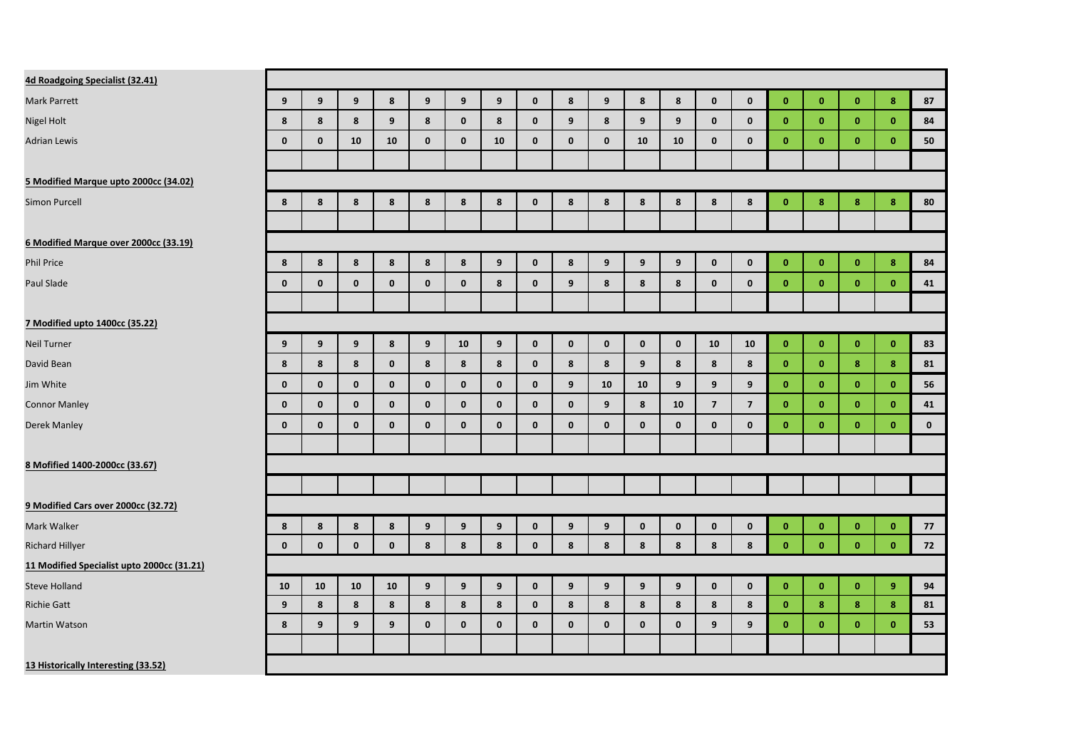| | | | | | | | | | | | | | | | | | | | |
|---|---|---|---|---|---|---|---|---|---|---|---|---|---|---|---|---|---|---|---|
| **4d Roadgoing Specialist (32.41)** | | | | | | | | | | | | | | | | | | | |
| Mark Parrett | 9 | 9 | 9 | 8 | 9 | 9 | 9 | 0 | 8 | 9 | 8 | 8 | 0 | 0 | 0 | 0 | 0 | 8 | 87 |
| Nigel Holt | 8 | 8 | 8 | 9 | 8 | 0 | 8 | 0 | 9 | 8 | 9 | 9 | 0 | 0 | 0 | 0 | 0 | 0 | 84 |
| Adrian Lewis | 0 | 0 | 10 | 10 | 0 | 0 | 10 | 0 | 0 | 0 | 10 | 10 | 0 | 0 | 0 | 0 | 0 | 0 | 50 |
| | | | | | | | | | | | | | | | | | | | |
| **5 Modified Marque upto 2000cc (34.02)** | | | | | | | | | | | | | | | | | | | |
| Simon Purcell | 8 | 8 | 8 | 8 | 8 | 8 | 8 | 0 | 8 | 8 | 8 | 8 | 8 | 8 | 0 | 8 | 8 | 8 | 80 |
| | | | | | | | | | | | | | | | | | | | |
| **6 Modified Marque over 2000cc (33.19)** | | | | | | | | | | | | | | | | | | | |
| Phil Price | 8 | 8 | 8 | 8 | 8 | 8 | 9 | 0 | 8 | 9 | 9 | 9 | 0 | 0 | 0 | 0 | 0 | 8 | 84 |
| Paul Slade | 0 | 0 | 0 | 0 | 0 | 0 | 8 | 0 | 9 | 8 | 8 | 8 | 0 | 0 | 0 | 0 | 0 | 0 | 41 |
| | | | | | | | | | | | | | | | | | | | |
| **7 Modified upto 1400cc (35.22)** | | | | | | | | | | | | | | | | | | | |
| Neil Turner | 9 | 9 | 9 | 8 | 9 | 10 | 9 | 0 | 0 | 0 | 0 | 0 | 10 | 10 | 0 | 0 | 0 | 0 | 83 |
| David Bean | 8 | 8 | 8 | 0 | 8 | 8 | 8 | 0 | 8 | 8 | 9 | 8 | 8 | 8 | 0 | 0 | 8 | 8 | 81 |
| Jim White | 0 | 0 | 0 | 0 | 0 | 0 | 0 | 0 | 9 | 10 | 10 | 9 | 9 | 9 | 0 | 0 | 0 | 0 | 56 |
| Connor Manley | 0 | 0 | 0 | 0 | 0 | 0 | 0 | 0 | 0 | 9 | 8 | 10 | 7 | 7 | 0 | 0 | 0 | 0 | 41 |
| Derek Manley | 0 | 0 | 0 | 0 | 0 | 0 | 0 | 0 | 0 | 0 | 0 | 0 | 0 | 0 | 0 | 0 | 0 | 0 | 0 |
| | | | | | | | | | | | | | | | | | | | |
| **8 Mofified 1400-2000cc (33.67)** | | | | | | | | | | | | | | | | | | | |
| | | | | | | | | | | | | | | | | | | | |
| **9 Modified Cars over 2000cc (32.72)** | | | | | | | | | | | | | | | | | | | |
| Mark Walker | 8 | 8 | 8 | 8 | 9 | 9 | 9 | 0 | 9 | 9 | 0 | 0 | 0 | 0 | 0 | 0 | 0 | 0 | 77 |
| Richard Hillyer | 0 | 0 | 0 | 0 | 8 | 8 | 8 | 0 | 8 | 8 | 8 | 8 | 8 | 8 | 0 | 0 | 0 | 0 | 72 |
| **11 Modified Specialist upto 2000cc (31.21)** | | | | | | | | | | | | | | | | | | | |
| Steve Holland | 10 | 10 | 10 | 10 | 9 | 9 | 9 | 0 | 9 | 9 | 9 | 9 | 0 | 0 | 0 | 0 | 0 | 9 | 94 |
| Richie Gatt | 9 | 8 | 8 | 8 | 8 | 8 | 8 | 0 | 8 | 8 | 8 | 8 | 8 | 8 | 0 | 8 | 8 | 8 | 81 |
| Martin Watson | 8 | 9 | 9 | 9 | 0 | 0 | 0 | 0 | 0 | 0 | 0 | 0 | 9 | 9 | 0 | 0 | 0 | 0 | 53 |
| | | | | | | | | | | | | | | | | | | | |
| **13 Historically Interesting (33.52)** | | | | | | | | | | | | | | | | | | | |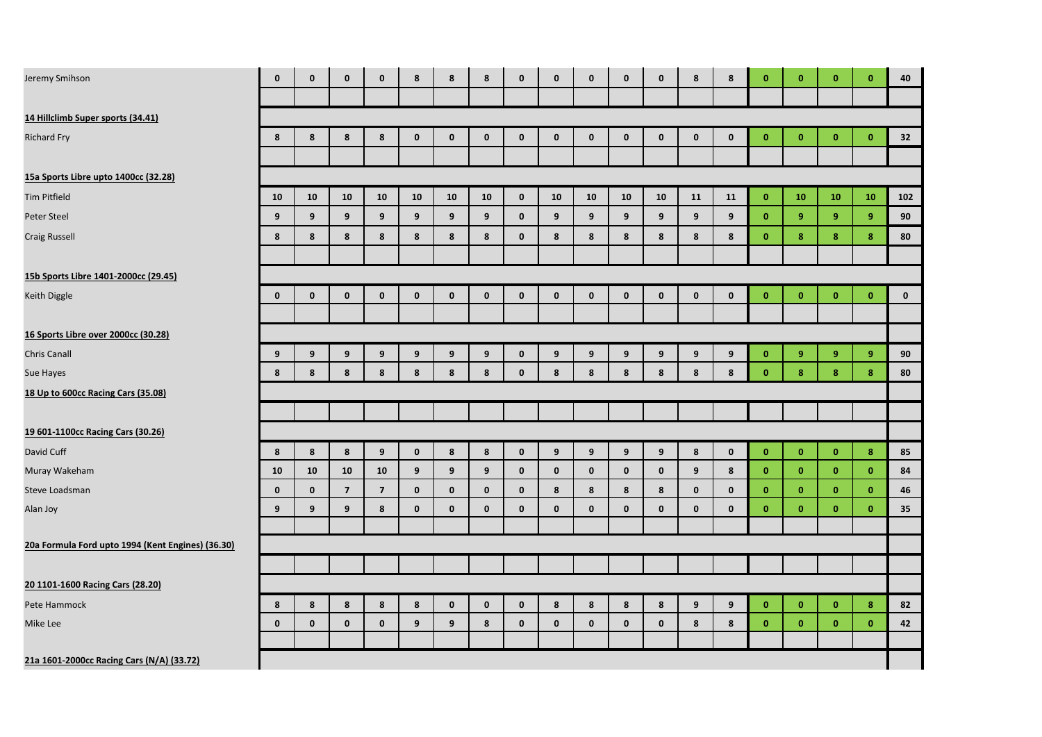| | | | | | | | | | | | | | | | | | | | |
|---|---|---|---|---|---|---|---|---|---|---|---|---|---|---|---|---|---|---|---|
| Jeremy Smihson | 0 | 0 | 0 | 0 | 8 | 8 | 8 | 0 | 0 | 0 | 0 | 0 | 8 | 8 | 0 | 0 | 0 | 0 | 40 |
| | | | | | | | | | | | | | | | | | | | |
| **14 Hillclimb Super sports (34.41)** | | | | | | | | | | | | | | | | | | | |
| Richard Fry | 8 | 8 | 8 | 8 | 0 | 0 | 0 | 0 | 0 | 0 | 0 | 0 | 0 | 0 | 0 | 0 | 0 | 0 | 32 |
| | | | | | | | | | | | | | | | | | | | |
| **15a Sports Libre upto 1400cc (32.28)** | | | | | | | | | | | | | | | | | | | |
| Tim Pitfield | 10 | 10 | 10 | 10 | 10 | 10 | 10 | 0 | 10 | 10 | 10 | 10 | 11 | 11 | 0 | 10 | 10 | 10 | 102 |
| Peter Steel | 9 | 9 | 9 | 9 | 9 | 9 | 9 | 0 | 9 | 9 | 9 | 9 | 9 | 9 | 0 | 9 | 9 | 9 | 90 |
| Craig Russell | 8 | 8 | 8 | 8 | 8 | 8 | 8 | 0 | 8 | 8 | 8 | 8 | 8 | 8 | 0 | 8 | 8 | 8 | 80 |
| | | | | | | | | | | | | | | | | | | | |
| **15b Sports Libre 1401-2000cc (29.45)** | | | | | | | | | | | | | | | | | | | |
| Keith Diggle | 0 | 0 | 0 | 0 | 0 | 0 | 0 | 0 | 0 | 0 | 0 | 0 | 0 | 0 | 0 | 0 | 0 | 0 | 0 |
| | | | | | | | | | | | | | | | | | | | |
| **16 Sports Libre over 2000cc (30.28)** | | | | | | | | | | | | | | | | | | | |
| Chris Canall | 9 | 9 | 9 | 9 | 9 | 9 | 9 | 0 | 9 | 9 | 9 | 9 | 9 | 9 | 0 | 9 | 9 | 9 | 90 |
| Sue Hayes | 8 | 8 | 8 | 8 | 8 | 8 | 8 | 0 | 8 | 8 | 8 | 8 | 8 | 8 | 0 | 8 | 8 | 8 | 80 |
| **18 Up to 600cc Racing Cars (35.08)** | | | | | | | | | | | | | | | | | | | |
| | | | | | | | | | | | | | | | | | | | |
| **19 601-1100cc Racing Cars (30.26)** | | | | | | | | | | | | | | | | | | | |
| David Cuff | 8 | 8 | 8 | 9 | 0 | 8 | 8 | 0 | 9 | 9 | 9 | 9 | 8 | 0 | 0 | 0 | 0 | 8 | 85 |
| Muray Wakeham | 10 | 10 | 10 | 10 | 9 | 9 | 9 | 0 | 0 | 0 | 0 | 0 | 9 | 8 | 0 | 0 | 0 | 0 | 84 |
| Steve Loadsman | 0 | 0 | 7 | 7 | 0 | 0 | 0 | 0 | 8 | 8 | 8 | 8 | 0 | 0 | 0 | 0 | 0 | 0 | 46 |
| Alan Joy | 9 | 9 | 9 | 8 | 0 | 0 | 0 | 0 | 0 | 0 | 0 | 0 | 0 | 0 | 0 | 0 | 0 | 0 | 35 |
| | | | | | | | | | | | | | | | | | | | |
| **20a Formula Ford upto 1994 (Kent Engines) (36.30)** | | | | | | | | | | | | | | | | | | | |
| | | | | | | | | | | | | | | | | | | | |
| **20 1101-1600 Racing Cars (28.20)** | | | | | | | | | | | | | | | | | | | |
| Pete Hammock | 8 | 8 | 8 | 8 | 8 | 0 | 0 | 0 | 8 | 8 | 8 | 8 | 9 | 9 | 0 | 0 | 0 | 8 | 82 |
| Mike Lee | 0 | 0 | 0 | 0 | 9 | 9 | 8 | 0 | 0 | 0 | 0 | 0 | 8 | 8 | 0 | 0 | 0 | 0 | 42 |
| | | | | | | | | | | | | | | | | | | | |
| **21a 1601-2000cc Racing Cars (N/A) (33.72)** | | | | | | | | | | | | | | | | | | | |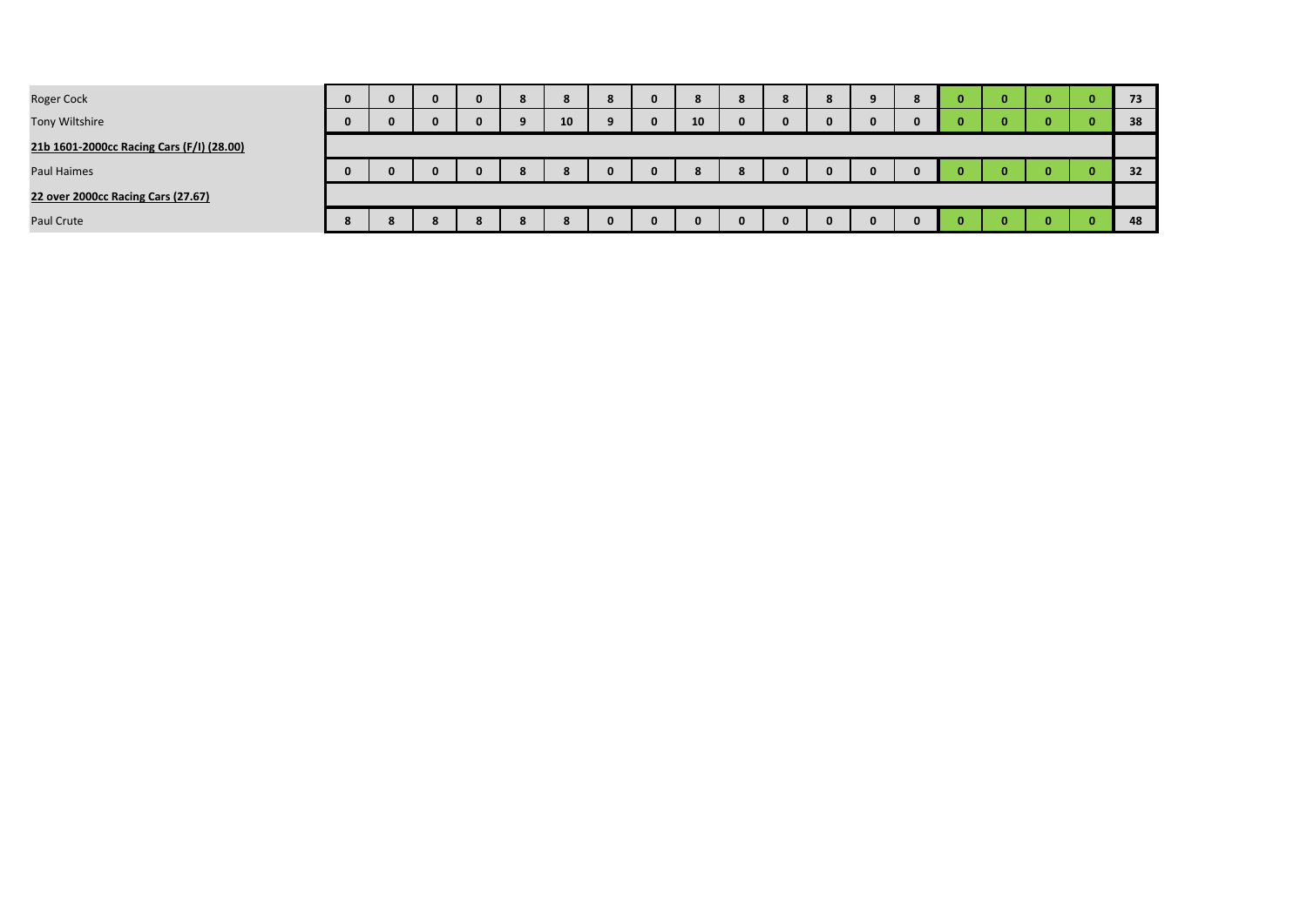| | | | | | | | | | | | | | | | | | | | |
|---|---|---|---|---|---|---|---|---|---|---|---|---|---|---|---|---|---|---|---|
| Roger Cock | 0 | 0 | 0 | 0 | 8 | 8 | 8 | 0 | 8 | 8 | 8 | 8 | 9 | 8 | 0 | 0 | 0 | 0 | 73 |
| Tony Wiltshire | 0 | 0 | 0 | 0 | 9 | 10 | 9 | 0 | 10 | 0 | 0 | 0 | 0 | 0 | 0 | 0 | 0 | 0 | 38 |
| **21b 1601-2000cc Racing Cars (F/I) (28.00)** | | | | | | | | | | | | | | | | | | | |
| Paul Haimes | 0 | 0 | 0 | 0 | 8 | 8 | 0 | 0 | 8 | 8 | 0 | 0 | 0 | 0 | 0 | 0 | 0 | 0 | 32 |
| **22 over 2000cc Racing Cars (27.67)** | | | | | | | | | | | | | | | | | | | |
| Paul Crute | 8 | 8 | 8 | 8 | 8 | 8 | 0 | 0 | 0 | 0 | 0 | 0 | 0 | 0 | 0 | 0 | 0 | 0 | 48 |